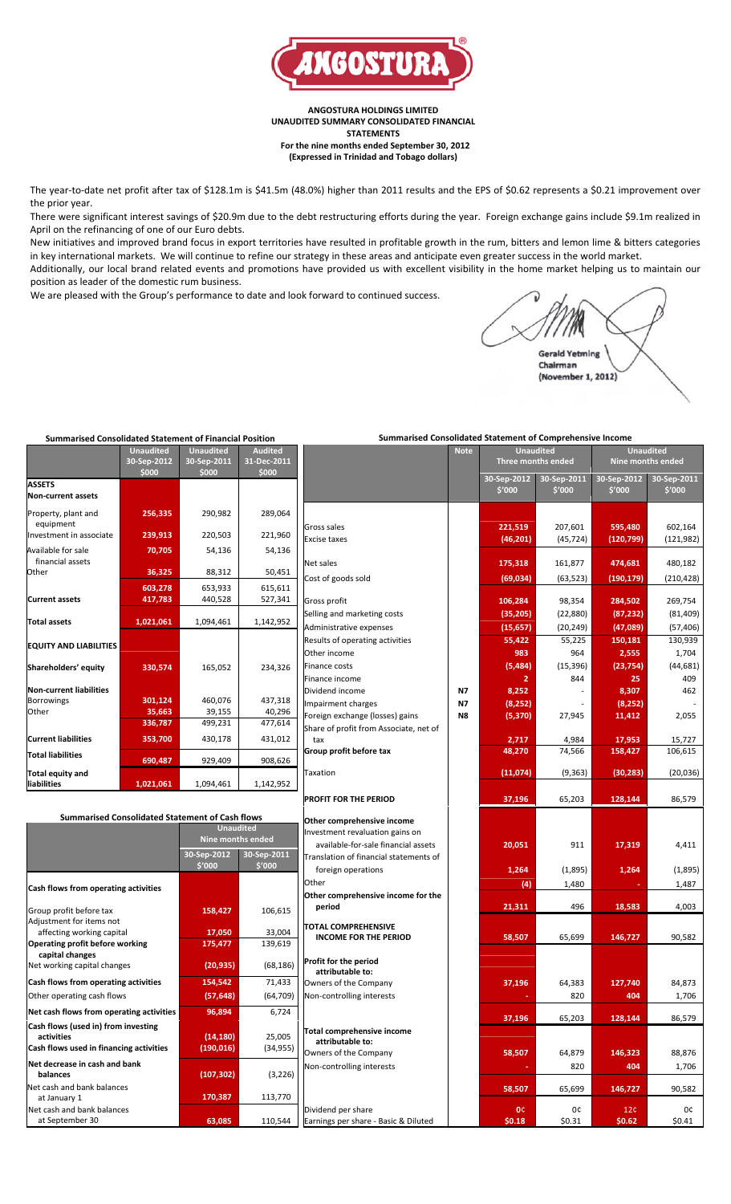**ANGOSTURA HOLDINGS LIMITED**
**UNAUDITED SUMMARY CONSOLIDATED FINANCIAL STATEMENTS**
**For the nine months ended September 30, 2012**
**(Expressed in Trinidad and Tobago dollars)**

The year-to-date net profit after tax of $128.1m is $41.5m (48.0%) higher than 2011 results and the EPS of $0.62 represents a $0.21 improvement over the prior year.

There were significant interest savings of $20.9m due to the debt restructuring efforts during the year. Foreign exchange gains include $9.1m realized in April on the refinancing of one of our Euro debts.

New initiatives and improved brand focus in export territories have resulted in profitable growth in the rum, bitters and lemon lime & bitters categories in key international markets. We will continue to refine our strategy in these areas and anticipate even greater success in the world market.

Additionally, our local brand related events and promotions have provided us with excellent visibility in the home market helping us to maintain our position as leader of the domestic rum business.

We are pleased with the Group's performance to date and look forward to continued success.

Gerald Yetming
Chairman
(November 1, 2012)

**Summarised Consolidated Statement of Financial Position**

| | Unaudited 30-Sep-2012 $000 | Unaudited 30-Sep-2011 $000 | Audited 31-Dec-2011 $000 |
|---|---|---|---|
| **ASSETS** | | | |
| **Non-current assets** | | | |
| Property, plant and equipment | 256,335 | 290,982 | 289,064 |
| Investment in associate | 239,913 | 220,503 | 221,960 |
| Available for sale financial assets | 70,705 | 54,136 | 54,136 |
| Other | 36,325 | 88,312 | 50,451 |
| | 603,278 | 653,933 | 615,611 |
| **Current assets** | 417,783 | 440,528 | 527,341 |
| **Total assets** | 1,021,061 | 1,094,461 | 1,142,952 |
| **EQUITY AND LIABILITIES** | | | |
| **Shareholders' equity** | 330,574 | 165,052 | 234,326 |
| **Non-current liabilities** | | | |
| Borrowings | 301,124 | 460,076 | 437,318 |
| Other | 35,663 | 39,155 | 40,296 |
| | 336,787 | 499,231 | 477,614 |
| **Current liabilities** | 353,700 | 430,178 | 431,012 |
| **Total liabilities** | 690,487 | 929,409 | 908,626 |
| **Total equity and liabilities** | 1,021,061 | 1,094,461 | 1,142,952 |

**Summarised Consolidated Statement of Cash flows**

| | Unaudited Nine months ended 30-Sep-2012 $'000 | Unaudited Nine months ended 30-Sep-2011 $'000 |
|---|---|---|
| **Cash flows from operating activities** | | |
| Group profit before tax | 158,427 | 106,615 |
| Adjustment for items not affecting working capital | 17,050 | 33,004 |
| **Operating profit before working capital changes** | 175,477 | 139,619 |
| Net working capital changes | (20,935) | (68,186) |
| **Cash flows from operating activities** | 154,542 | 71,433 |
| Other operating cash flows | (57,648) | (64,709) |
| **Net cash flows from operating activities** | 96,894 | 6,724 |
| **Cash flows (used in) from investing activities** | (14,180) | 25,005 |
| **Cash flows used in financing activities** | (190,016) | (34,955) |
| **Net decrease in cash and bank balances** | (107,302) | (3,226) |
| Net cash and bank balances at January 1 | 170,387 | 113,770 |
| Net cash and bank balances at September 30 | 63,085 | 110,544 |

**Summarised Consolidated Statement of Comprehensive Income**

| | Note | Unaudited Three months ended 30-Sep-2012 $'000 | Unaudited Three months ended 30-Sep-2011 $'000 | Unaudited Nine months ended 30-Sep-2012 $'000 | Unaudited Nine months ended 30-Sep-2011 $'000 |
|---|---|---|---|---|---|
| Gross sales | | 221,519 | 207,601 | 595,480 | 602,164 |
| Excise taxes | | (46,201) | (45,724) | (120,799) | (121,982) |
| Net sales | | 175,318 | 161,877 | 474,681 | 480,182 |
| Cost of goods sold | | (69,034) | (63,523) | (190,179) | (210,428) |
| Gross profit | | 106,284 | 98,354 | 284,502 | 269,754 |
| Selling and marketing costs | | (35,205) | (22,880) | (87,232) | (81,409) |
| Administrative expenses | | (15,657) | (20,249) | (47,089) | (57,406) |
| Results of operating activities | | 55,422 | 55,225 | 150,181 | 130,939 |
| Other income | | 983 | 964 | 2,555 | 1,704 |
| Finance costs | | (5,484) | (15,396) | (23,754) | (44,681) |
| Finance income | | 2 | 844 | 25 | 409 |
| Dividend income | N7 | 8,252 | - | 8,307 | 462 |
| Impairment charges | N7 | (8,252) | - | (8,252) | - |
| Foreign exchange (losses) gains | N8 | (5,370) | 27,945 | 11,412 | 2,055 |
| Share of profit from Associate, net of tax | | 2,717 | 4,984 | 17,953 | 15,727 |
| **Group profit before tax** | | 48,270 | 74,566 | 158,427 | 106,615 |
| Taxation | | (11,074) | (9,363) | (30,283) | (20,036) |
| **PROFIT FOR THE PERIOD** | | 37,196 | 65,203 | 128,144 | 86,579 |
| **Other comprehensive income** | | | | | |
| Investment revaluation gains on available-for-sale financial assets | | 20,051 | 911 | 17,319 | 4,411 |
| Translation of financial statements of foreign operations | | 1,264 | (1,895) | 1,264 | (1,895) |
| Other | | (4) | 1,480 | - | 1,487 |
| **Other comprehensive income for the period** | | 21,311 | 496 | 18,583 | 4,003 |
| **TOTAL COMPREHENSIVE INCOME FOR THE PERIOD** | | 58,507 | 65,699 | 146,727 | 90,582 |
| **Profit for the period attributable to:** | | | | | |
| Owners of the Company | | 37,196 | 64,383 | 127,740 | 84,873 |
| Non-controlling interests | | - | 820 | 404 | 1,706 |
| | | 37,196 | 65,203 | 128,144 | 86,579 |
| **Total comprehensive income attributable to:** | | | | | |
| Owners of the Company | | 58,507 | 64,879 | 146,323 | 88,876 |
| Non-controlling interests | | - | 820 | 404 | 1,706 |
| | | 58,507 | 65,699 | 146,727 | 90,582 |
| Dividend per share | | 0¢ | 0¢ | 12¢ | 0¢ |
| Earnings per share - Basic & Diluted | | $0.18 | $0.31 | $0.62 | $0.41 |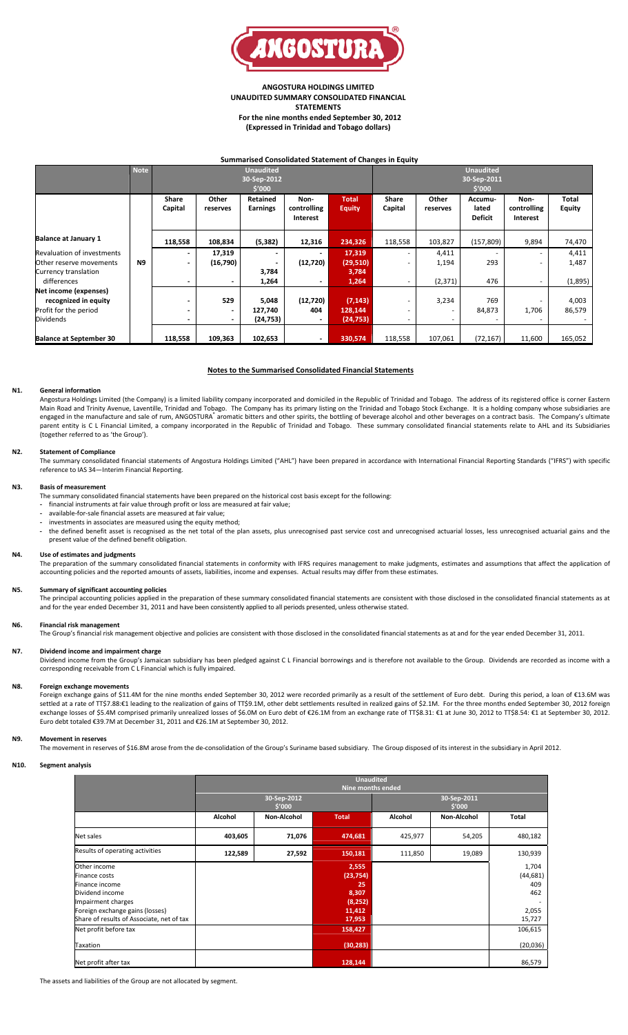# ANGOSTURA HOLDINGS LIMITED

## UNAUDITED SUMMARY CONSOLIDATED FINANCIAL STATEMENTS

**For the nine months ended September 30, 2012**

**(Expressed in Trinidad and Tobago dollars)**

### Summarised Consolidated Statement of Changes in Equity

| | Note | Unaudited 30-Sep-2012 $'000 | | | | | Unaudited 30-Sep-2011 $'000 | | | | |
|---|---|---|---|---|---|---|---|---|---|---|---|
| | | Share Capital | Other reserves | Retained Earnings | Non-controlling Interest | Total Equity | Share Capital | Other reserves | Accumulated Deficit | Non-controlling Interest | Total Equity |
| **Balance at January 1** | | 118,558 | 108,834 | (5,382) | 12,316 | 234,326 | 118,558 | 103,827 | (157,809) | 9,894 | 74,470 |
| Revaluation of investments | | - | 17,319 | - | - | 17,319 | - | 4,411 | - | - | 4,411 |
| Other reserve movements | N9 | - | (16,790) | - | (12,720) | (29,510) | - | 1,194 | 293 | - | 1,487 |
| Currency translation differences | | - | - | 3,784<br>1,264 | - | 3,784<br>1,264 | - | (2,371) | 476 | - | (1,895) |
| **Net income (expenses) recognized in equity** | | - | 529 | 5,048 | (12,720) | (7,143) | - | 3,234 | 769 | - | 4,003 |
| Profit for the period | | - | - | 127,740 | 404 | 128,144 | - | - | 84,873 | 1,706 | 86,579 |
| Dividends | | - | - | (24,753) | - | (24,753) | - | - | - | - | - |
| **Balance at September 30** | | 118,558 | 109,363 | 102,653 | - | 330,574 | 118,558 | 107,061 | (72,167) | 11,600 | 165,052 |

### Notes to the Summarised Consolidated Financial Statements

**N1. General information**

Angostura Holdings Limited (the Company) is a limited liability company incorporated and domiciled in the Republic of Trinidad and Tobago. The address of its registered office is corner Eastern Main Road and Trinity Avenue, Laventille, Trinidad and Tobago. The Company has its primary listing on the Trinidad and Tobago Stock Exchange. It is a holding company whose subsidiaries are engaged in the manufacture and sale of rum, ANGOSTURA® aromatic bitters and other spirits, the bottling of beverage alcohol and other beverages on a contract basis. The Company's ultimate parent entity is C L Financial Limited, a company incorporated in the Republic of Trinidad and Tobago. These summary consolidated financial statements relate to AHL and its Subsidiaries (together referred to as 'the Group').

**N2. Statement of Compliance**

The summary consolidated financial statements of Angostura Holdings Limited ("AHL") have been prepared in accordance with International Financial Reporting Standards ("IFRS") with specific reference to IAS 34—Interim Financial Reporting.

**N3. Basis of measurement**

The summary consolidated financial statements have been prepared on the historical cost basis except for the following:

- financial instruments at fair value through profit or loss are measured at fair value;
- available-for-sale financial assets are measured at fair value;
- investments in associates are measured using the equity method;
- the defined benefit asset is recognised as the net total of the plan assets, plus unrecognised past service cost and unrecognised actuarial losses, less unrecognised actuarial gains and the present value of the defined benefit obligation.

**N4. Use of estimates and judgments**

The preparation of the summary consolidated financial statements in conformity with IFRS requires management to make judgments, estimates and assumptions that affect the application of accounting policies and the reported amounts of assets, liabilities, income and expenses. Actual results may differ from these estimates.

**N5. Summary of significant accounting policies**

The principal accounting policies applied in the preparation of these summary consolidated financial statements are consistent with those disclosed in the consolidated financial statements as at and for the year ended December 31, 2011 and have been consistently applied to all periods presented, unless otherwise stated.

**N6. Financial risk management**

The Group's financial risk management objective and policies are consistent with those disclosed in the consolidated financial statements as at and for the year ended December 31, 2011.

**N7. Dividend income and impairment charge**

Dividend income from the Group's Jamaican subsidiary has been pledged against C L Financial borrowings and is therefore not available to the Group. Dividends are recorded as income with a corresponding receivable from C L Financial which is fully impaired.

**N8. Foreign exchange movements**

Foreign exchange gains of $11.4M for the nine months ended September 30, 2012 were recorded primarily as a result of the settlement of Euro debt. During this period, a loan of €13.6M was settled at a rate of TT$7.88:€1 leading to the realization of gains of TT$9.1M, other debt settlements resulted in realized gains of $2.1M. For the three months ended September 30, 2012 foreign exchange losses of $5.4M comprised primarily unrealized losses of $6.0M on Euro debt of €26.1M from an exchange rate of TT$8.31: €1 at June 30, 2012 to TT$8.54: €1 at September 30, 2012. Euro debt totaled €39.7M at December 31, 2011 and €26.1M at September 30, 2012.

**N9. Movement in reserves**

The movement in reserves of $16.8M arose from the de-consolidation of the Group's Suriname based subsidiary. The Group disposed of its interest in the subsidiary in April 2012.

**N10. Segment analysis**

| | Unaudited Nine months ended | | | | | |
|---|---|---|---|---|---|---|
| | 30-Sep-2012 $'000 | | | 30-Sep-2011 $'000 | | |
| | Alcohol | Non-Alcohol | Total | Alcohol | Non-Alcohol | Total |
| Net sales | 403,605 | 71,076 | 474,681 | 425,977 | 54,205 | 480,182 |
| Results of operating activities | 122,589 | 27,592 | 150,181 | 111,850 | 19,089 | 130,939 |
| Other income | | | 2,555 | | | 1,704 |
| Finance costs | | | (23,754) | | | (44,681) |
| Finance income | | | 25 | | | 409 |
| Dividend income | | | 8,307 | | | 462 |
| Impairment charges | | | (8,252) | | | - |
| Foreign exchange gains (losses) | | | 11,412 | | | 2,055 |
| Share of results of Associate, net of tax | | | 17,953 | | | 15,727 |
| Net profit before tax | | | 158,427 | | | 106,615 |
| Taxation | | | (30,283) | | | (20,036) |
| Net profit after tax | | | 128,144 | | | 86,579 |

The assets and liabilities of the Group are not allocated by segment.